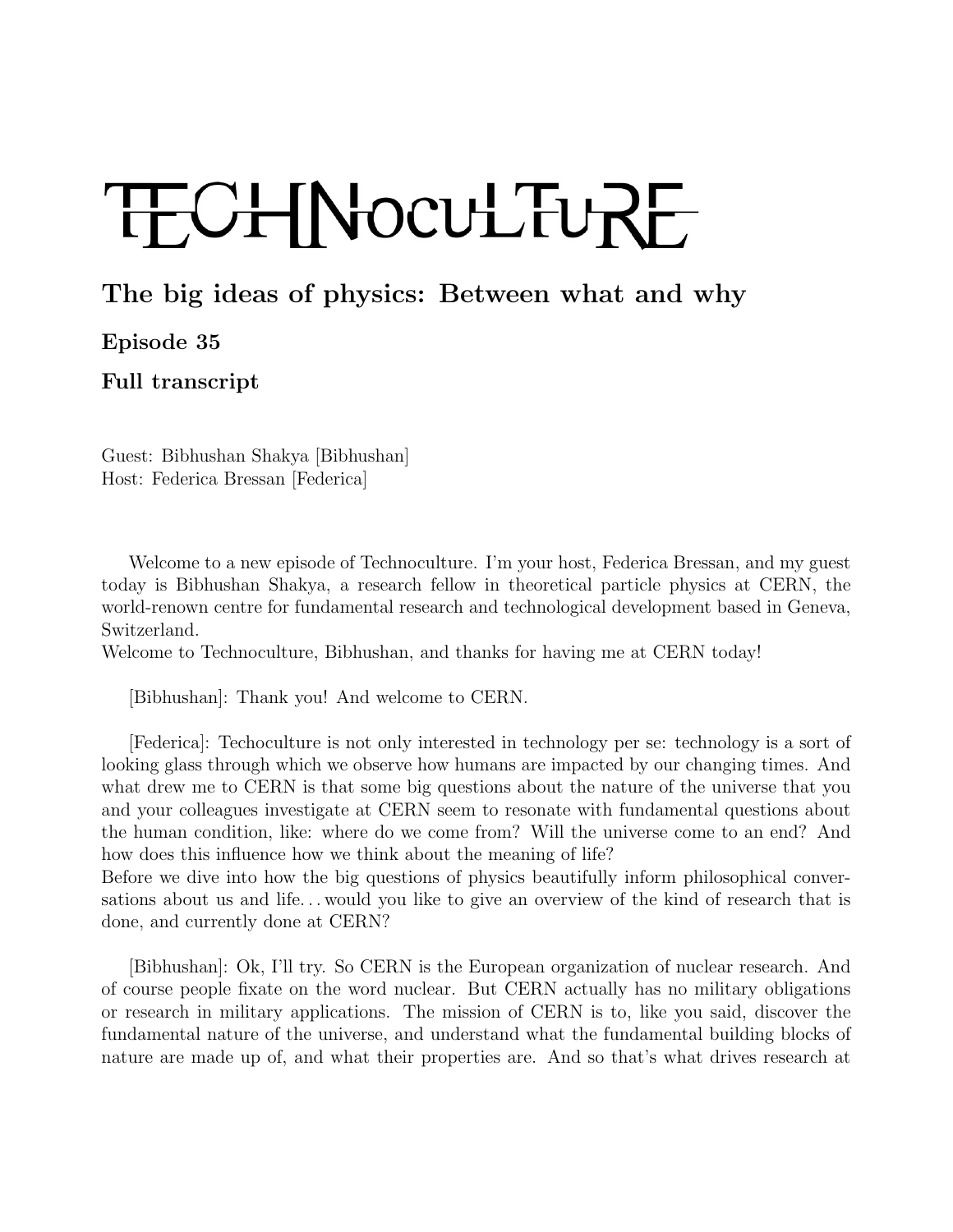# TECHNOCULTURE

## The big ideas of physics: Between what and why

### Episode 35

### Full transcript

Guest: Bibhushan Shakya [Bibhushan]
Host: Federica Bressan [Federica]

Welcome to a new episode of Technoculture. I'm your host, Federica Bressan, and my guest today is Bibhushan Shakya, a research fellow in theoretical particle physics at CERN, the world-renown centre for fundamental research and technological development based in Geneva, Switzerland.
Welcome to Technoculture, Bibhushan, and thanks for having me at CERN today!

[Bibhushan]: Thank you! And welcome to CERN.

[Federica]: Techoculture is not only interested in technology per se: technology is a sort of looking glass through which we observe how humans are impacted by our changing times. And what drew me to CERN is that some big questions about the nature of the universe that you and your colleagues investigate at CERN seem to resonate with fundamental questions about the human condition, like: where do we come from? Will the universe come to an end? And how does this influence how we think about the meaning of life?
Before we dive into how the big questions of physics beautifully inform philosophical conversations about us and life... would you like to give an overview of the kind of research that is done, and currently done at CERN?

[Bibhushan]: Ok, I'll try. So CERN is the European organization of nuclear research. And of course people fixate on the word nuclear. But CERN actually has no military obligations or research in military applications. The mission of CERN is to, like you said, discover the fundamental nature of the universe, and understand what the fundamental building blocks of nature are made up of, and what their properties are. And so that's what drives research at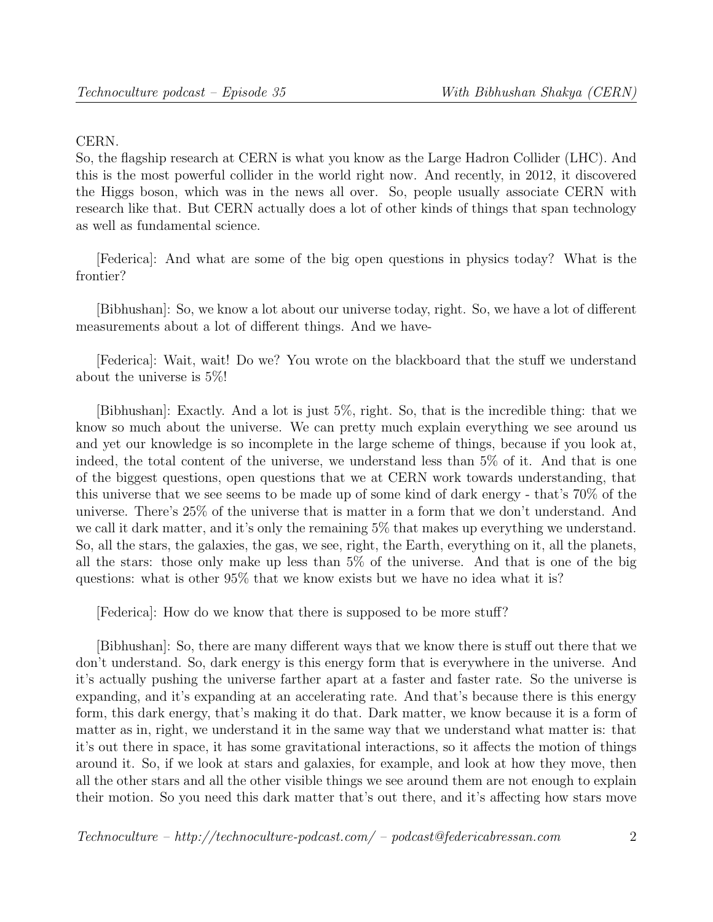CERN.
So, the flagship research at CERN is what you know as the Large Hadron Collider (LHC). And this is the most powerful collider in the world right now. And recently, in 2012, it discovered the Higgs boson, which was in the news all over. So, people usually associate CERN with research like that. But CERN actually does a lot of other kinds of things that span technology as well as fundamental science.

[Federica]: And what are some of the big open questions in physics today? What is the frontier?

[Bibhushan]: So, we know a lot about our universe today, right. So, we have a lot of different measurements about a lot of different things. And we have-

[Federica]: Wait, wait! Do we? You wrote on the blackboard that the stuff we understand about the universe is 5%!

[Bibhushan]: Exactly. And a lot is just 5%, right. So, that is the incredible thing: that we know so much about the universe. We can pretty much explain everything we see around us and yet our knowledge is so incomplete in the large scheme of things, because if you look at, indeed, the total content of the universe, we understand less than 5% of it. And that is one of the biggest questions, open questions that we at CERN work towards understanding, that this universe that we see seems to be made up of some kind of dark energy - that's 70% of the universe. There's 25% of the universe that is matter in a form that we don't understand. And we call it dark matter, and it's only the remaining 5% that makes up everything we understand. So, all the stars, the galaxies, the gas, we see, right, the Earth, everything on it, all the planets, all the stars: those only make up less than 5% of the universe. And that is one of the big questions: what is other 95% that we know exists but we have no idea what it is?

[Federica]: How do we know that there is supposed to be more stuff?

[Bibhushan]: So, there are many different ways that we know there is stuff out there that we don't understand. So, dark energy is this energy form that is everywhere in the universe. And it's actually pushing the universe farther apart at a faster and faster rate. So the universe is expanding, and it's expanding at an accelerating rate. And that's because there is this energy form, this dark energy, that's making it do that. Dark matter, we know because it is a form of matter as in, right, we understand it in the same way that we understand what matter is: that it's out there in space, it has some gravitational interactions, so it affects the motion of things around it. So, if we look at stars and galaxies, for example, and look at how they move, then all the other stars and all the other visible things we see around them are not enough to explain their motion. So you need this dark matter that's out there, and it's affecting how stars move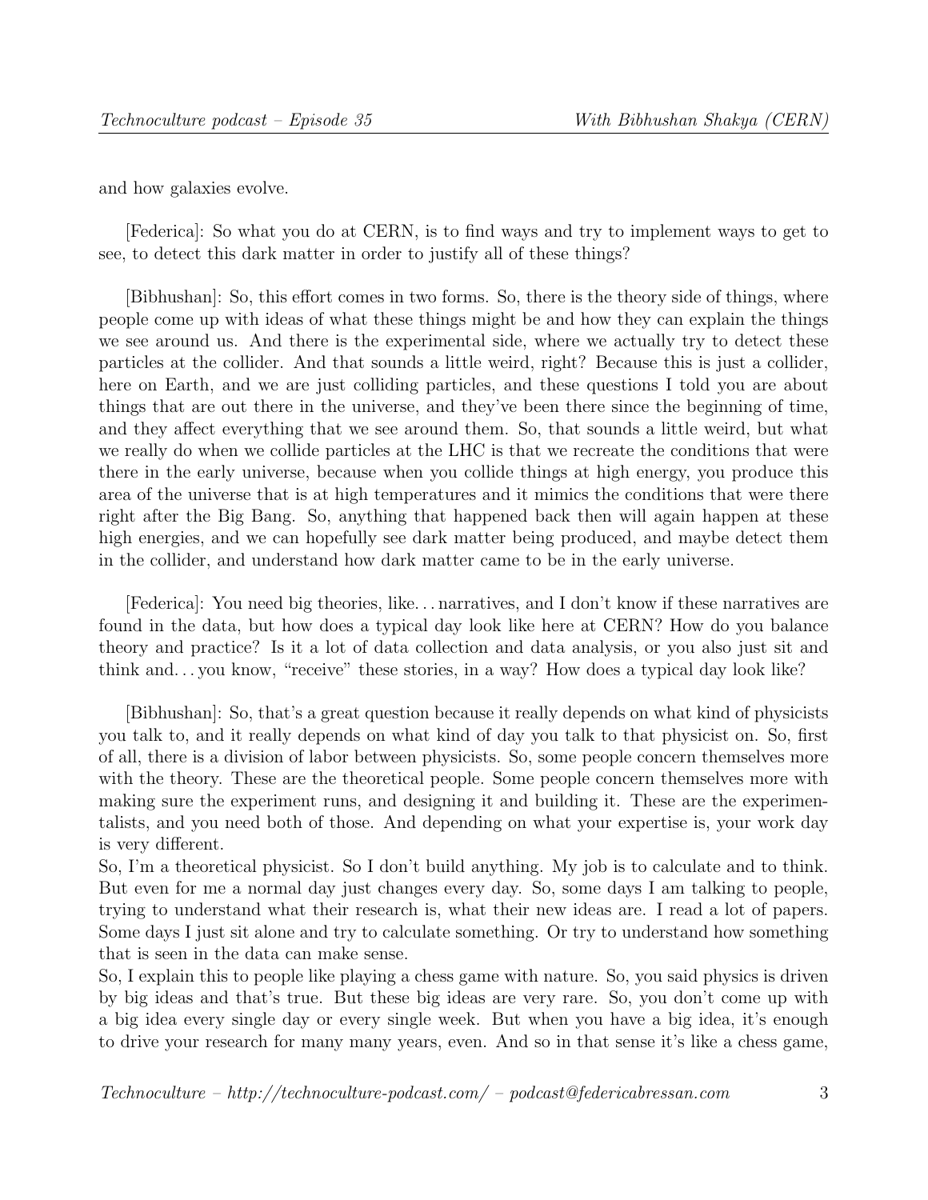and how galaxies evolve.

[Federica]: So what you do at CERN, is to find ways and try to implement ways to get to see, to detect this dark matter in order to justify all of these things?

[Bibhushan]: So, this effort comes in two forms. So, there is the theory side of things, where people come up with ideas of what these things might be and how they can explain the things we see around us. And there is the experimental side, where we actually try to detect these particles at the collider. And that sounds a little weird, right? Because this is just a collider, here on Earth, and we are just colliding particles, and these questions I told you are about things that are out there in the universe, and they've been there since the beginning of time, and they affect everything that we see around them. So, that sounds a little weird, but what we really do when we collide particles at the LHC is that we recreate the conditions that were there in the early universe, because when you collide things at high energy, you produce this area of the universe that is at high temperatures and it mimics the conditions that were there right after the Big Bang. So, anything that happened back then will again happen at these high energies, and we can hopefully see dark matter being produced, and maybe detect them in the collider, and understand how dark matter came to be in the early universe.

[Federica]: You need big theories, like... narratives, and I don't know if these narratives are found in the data, but how does a typical day look like here at CERN? How do you balance theory and practice? Is it a lot of data collection and data analysis, or you also just sit and think and... you know, "receive" these stories, in a way? How does a typical day look like?

[Bibhushan]: So, that's a great question because it really depends on what kind of physicists you talk to, and it really depends on what kind of day you talk to that physicist on. So, first of all, there is a division of labor between physicists. So, some people concern themselves more with the theory. These are the theoretical people. Some people concern themselves more with making sure the experiment runs, and designing it and building it. These are the experimentalists, and you need both of those. And depending on what your expertise is, your work day is very different.

So, I'm a theoretical physicist. So I don't build anything. My job is to calculate and to think. But even for me a normal day just changes every day. So, some days I am talking to people, trying to understand what their research is, what their new ideas are. I read a lot of papers. Some days I just sit alone and try to calculate something. Or try to understand how something that is seen in the data can make sense.

So, I explain this to people like playing a chess game with nature. So, you said physics is driven by big ideas and that's true. But these big ideas are very rare. So, you don't come up with a big idea every single day or every single week. But when you have a big idea, it's enough to drive your research for many many years, even. And so in that sense it's like a chess game,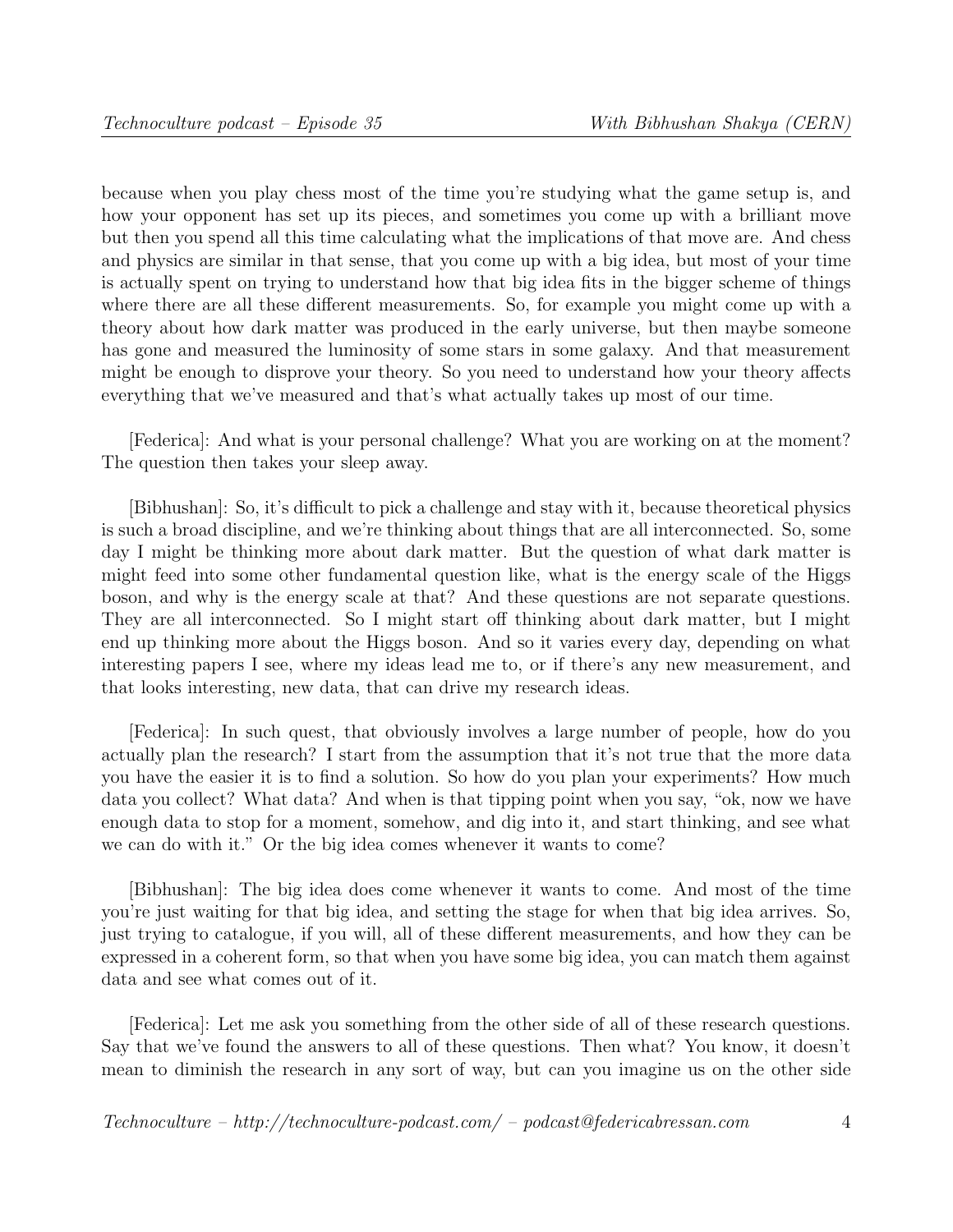because when you play chess most of the time you're studying what the game setup is, and how your opponent has set up its pieces, and sometimes you come up with a brilliant move but then you spend all this time calculating what the implications of that move are. And chess and physics are similar in that sense, that you come up with a big idea, but most of your time is actually spent on trying to understand how that big idea fits in the bigger scheme of things where there are all these different measurements. So, for example you might come up with a theory about how dark matter was produced in the early universe, but then maybe someone has gone and measured the luminosity of some stars in some galaxy. And that measurement might be enough to disprove your theory. So you need to understand how your theory affects everything that we've measured and that's what actually takes up most of our time.

[Federica]: And what is your personal challenge? What you are working on at the moment? The question then takes your sleep away.

[Bibhushan]: So, it's difficult to pick a challenge and stay with it, because theoretical physics is such a broad discipline, and we're thinking about things that are all interconnected. So, some day I might be thinking more about dark matter. But the question of what dark matter is might feed into some other fundamental question like, what is the energy scale of the Higgs boson, and why is the energy scale at that? And these questions are not separate questions. They are all interconnected. So I might start off thinking about dark matter, but I might end up thinking more about the Higgs boson. And so it varies every day, depending on what interesting papers I see, where my ideas lead me to, or if there's any new measurement, and that looks interesting, new data, that can drive my research ideas.

[Federica]: In such quest, that obviously involves a large number of people, how do you actually plan the research? I start from the assumption that it's not true that the more data you have the easier it is to find a solution. So how do you plan your experiments? How much data you collect? What data? And when is that tipping point when you say, "ok, now we have enough data to stop for a moment, somehow, and dig into it, and start thinking, and see what we can do with it." Or the big idea comes whenever it wants to come?

[Bibhushan]: The big idea does come whenever it wants to come. And most of the time you're just waiting for that big idea, and setting the stage for when that big idea arrives. So, just trying to catalogue, if you will, all of these different measurements, and how they can be expressed in a coherent form, so that when you have some big idea, you can match them against data and see what comes out of it.

[Federica]: Let me ask you something from the other side of all of these research questions. Say that we've found the answers to all of these questions. Then what? You know, it doesn't mean to diminish the research in any sort of way, but can you imagine us on the other side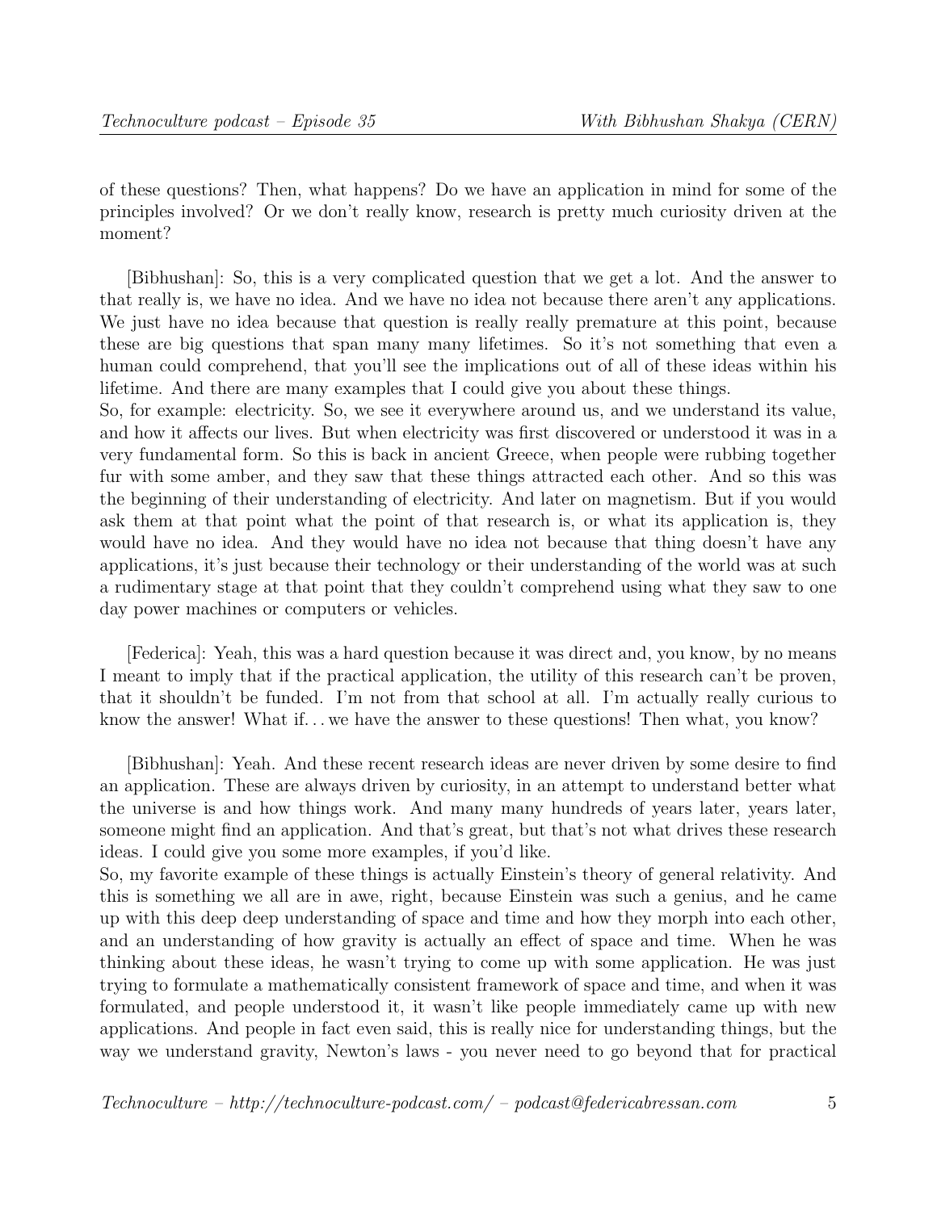of these questions? Then, what happens? Do we have an application in mind for some of the principles involved? Or we don't really know, research is pretty much curiosity driven at the moment?

[Bibhushan]: So, this is a very complicated question that we get a lot. And the answer to that really is, we have no idea. And we have no idea not because there aren't any applications. We just have no idea because that question is really really premature at this point, because these are big questions that span many many lifetimes. So it's not something that even a human could comprehend, that you'll see the implications out of all of these ideas within his lifetime. And there are many examples that I could give you about these things.
So, for example: electricity. So, we see it everywhere around us, and we understand its value, and how it affects our lives. But when electricity was first discovered or understood it was in a very fundamental form. So this is back in ancient Greece, when people were rubbing together fur with some amber, and they saw that these things attracted each other. And so this was the beginning of their understanding of electricity. And later on magnetism. But if you would ask them at that point what the point of that research is, or what its application is, they would have no idea. And they would have no idea not because that thing doesn't have any applications, it's just because their technology or their understanding of the world was at such a rudimentary stage at that point that they couldn't comprehend using what they saw to one day power machines or computers or vehicles.

[Federica]: Yeah, this was a hard question because it was direct and, you know, by no means I meant to imply that if the practical application, the utility of this research can't be proven, that it shouldn't be funded. I'm not from that school at all. I'm actually really curious to know the answer! What if... we have the answer to these questions! Then what, you know?

[Bibhushan]: Yeah. And these recent research ideas are never driven by some desire to find an application. These are always driven by curiosity, in an attempt to understand better what the universe is and how things work. And many many hundreds of years later, years later, someone might find an application. And that's great, but that's not what drives these research ideas. I could give you some more examples, if you'd like.
So, my favorite example of these things is actually Einstein's theory of general relativity. And this is something we all are in awe, right, because Einstein was such a genius, and he came up with this deep deep understanding of space and time and how they morph into each other, and an understanding of how gravity is actually an effect of space and time. When he was thinking about these ideas, he wasn't trying to come up with some application. He was just trying to formulate a mathematically consistent framework of space and time, and when it was formulated, and people understood it, it wasn't like people immediately came up with new applications. And people in fact even said, this is really nice for understanding things, but the way we understand gravity, Newton's laws - you never need to go beyond that for practical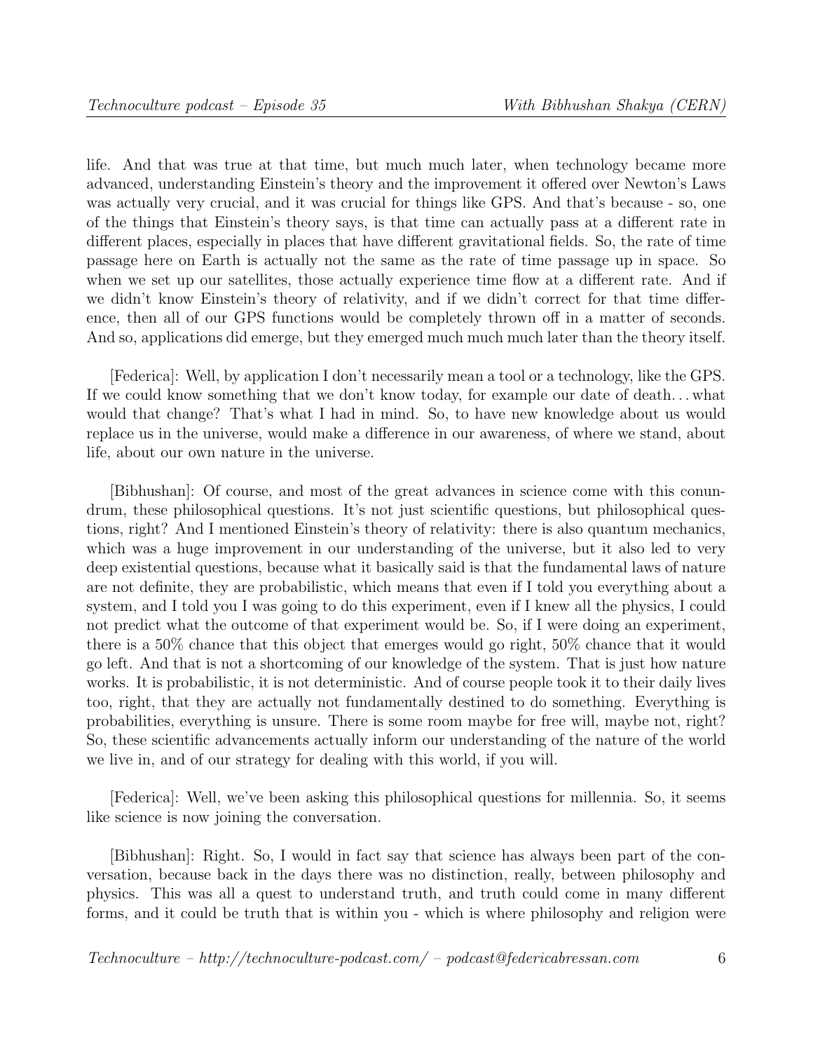life. And that was true at that time, but much much later, when technology became more advanced, understanding Einstein's theory and the improvement it offered over Newton's Laws was actually very crucial, and it was crucial for things like GPS. And that's because - so, one of the things that Einstein's theory says, is that time can actually pass at a different rate in different places, especially in places that have different gravitational fields. So, the rate of time passage here on Earth is actually not the same as the rate of time passage up in space. So when we set up our satellites, those actually experience time flow at a different rate. And if we didn't know Einstein's theory of relativity, and if we didn't correct for that time difference, then all of our GPS functions would be completely thrown off in a matter of seconds. And so, applications did emerge, but they emerged much much much later than the theory itself.

[Federica]: Well, by application I don't necessarily mean a tool or a technology, like the GPS. If we could know something that we don't know today, for example our date of death... what would that change? That's what I had in mind. So, to have new knowledge about us would replace us in the universe, would make a difference in our awareness, of where we stand, about life, about our own nature in the universe.

[Bibhushan]: Of course, and most of the great advances in science come with this conundrum, these philosophical questions. It's not just scientific questions, but philosophical questions, right? And I mentioned Einstein's theory of relativity: there is also quantum mechanics, which was a huge improvement in our understanding of the universe, but it also led to very deep existential questions, because what it basically said is that the fundamental laws of nature are not definite, they are probabilistic, which means that even if I told you everything about a system, and I told you I was going to do this experiment, even if I knew all the physics, I could not predict what the outcome of that experiment would be. So, if I were doing an experiment, there is a 50% chance that this object that emerges would go right, 50% chance that it would go left. And that is not a shortcoming of our knowledge of the system. That is just how nature works. It is probabilistic, it is not deterministic. And of course people took it to their daily lives too, right, that they are actually not fundamentally destined to do something. Everything is probabilities, everything is unsure. There is some room maybe for free will, maybe not, right? So, these scientific advancements actually inform our understanding of the nature of the world we live in, and of our strategy for dealing with this world, if you will.

[Federica]: Well, we've been asking this philosophical questions for millennia. So, it seems like science is now joining the conversation.

[Bibhushan]: Right. So, I would in fact say that science has always been part of the conversation, because back in the days there was no distinction, really, between philosophy and physics. This was all a quest to understand truth, and truth could come in many different forms, and it could be truth that is within you - which is where philosophy and religion were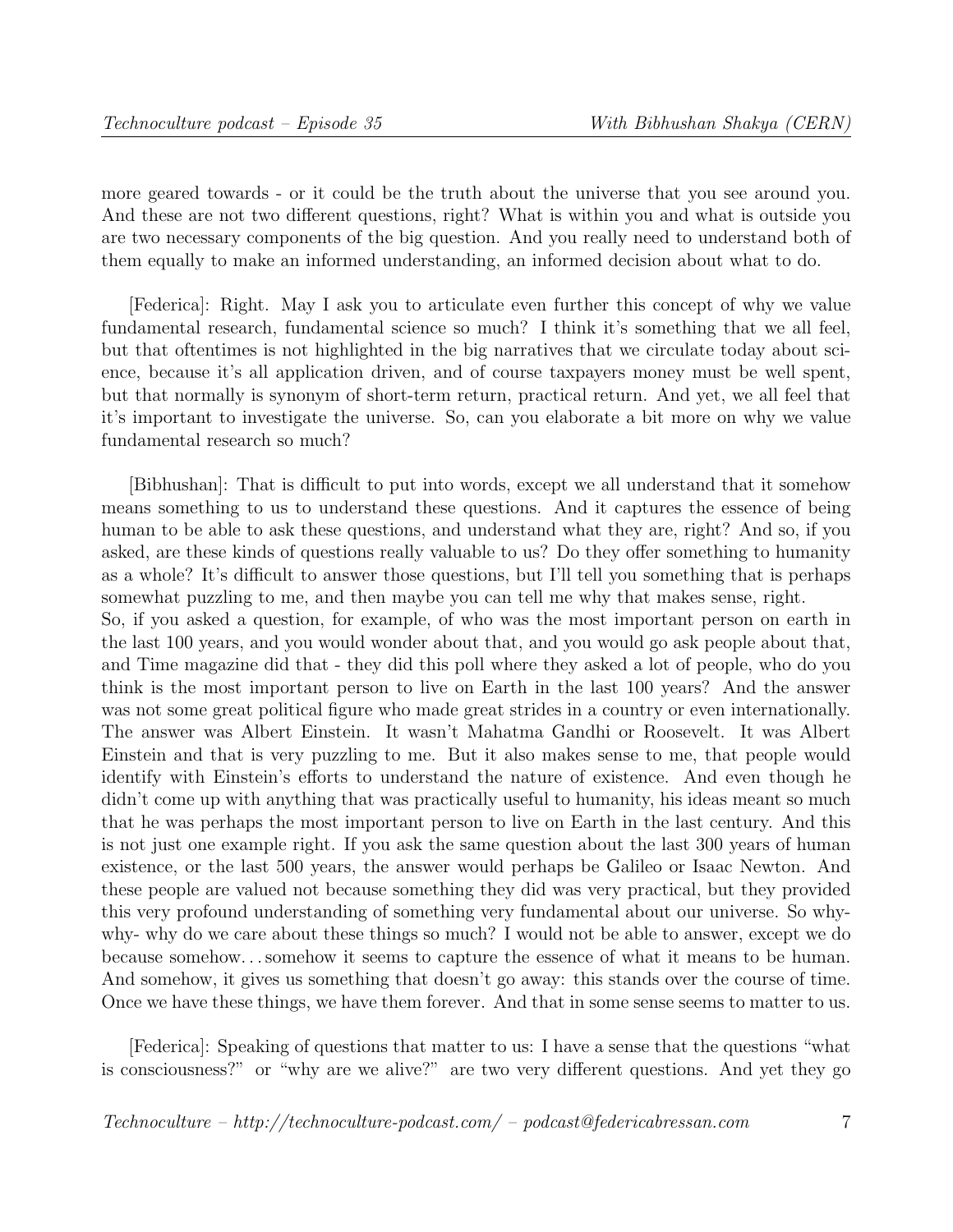more geared towards - or it could be the truth about the universe that you see around you. And these are not two different questions, right? What is within you and what is outside you are two necessary components of the big question. And you really need to understand both of them equally to make an informed understanding, an informed decision about what to do.

[Federica]: Right. May I ask you to articulate even further this concept of why we value fundamental research, fundamental science so much? I think it's something that we all feel, but that oftentimes is not highlighted in the big narratives that we circulate today about science, because it's all application driven, and of course taxpayers money must be well spent, but that normally is synonym of short-term return, practical return. And yet, we all feel that it's important to investigate the universe. So, can you elaborate a bit more on why we value fundamental research so much?

[Bibhushan]: That is difficult to put into words, except we all understand that it somehow means something to us to understand these questions. And it captures the essence of being human to be able to ask these questions, and understand what they are, right? And so, if you asked, are these kinds of questions really valuable to us? Do they offer something to humanity as a whole? It's difficult to answer those questions, but I'll tell you something that is perhaps somewhat puzzling to me, and then maybe you can tell me why that makes sense, right.
So, if you asked a question, for example, of who was the most important person on earth in the last 100 years, and you would wonder about that, and you would go ask people about that, and Time magazine did that - they did this poll where they asked a lot of people, who do you think is the most important person to live on Earth in the last 100 years? And the answer was not some great political figure who made great strides in a country or even internationally. The answer was Albert Einstein. It wasn't Mahatma Gandhi or Roosevelt. It was Albert Einstein and that is very puzzling to me. But it also makes sense to me, that people would identify with Einstein's efforts to understand the nature of existence. And even though he didn't come up with anything that was practically useful to humanity, his ideas meant so much that he was perhaps the most important person to live on Earth in the last century. And this is not just one example right. If you ask the same question about the last 300 years of human existence, or the last 500 years, the answer would perhaps be Galileo or Isaac Newton. And these people are valued not because something they did was very practical, but they provided this very profound understanding of something very fundamental about our universe. So why- why- why do we care about these things so much? I would not be able to answer, except we do because somehow. . . somehow it seems to capture the essence of what it means to be human. And somehow, it gives us something that doesn't go away: this stands over the course of time. Once we have these things, we have them forever. And that in some sense seems to matter to us.

[Federica]: Speaking of questions that matter to us: I have a sense that the questions "what is consciousness?" or "why are we alive?" are two very different questions. And yet they go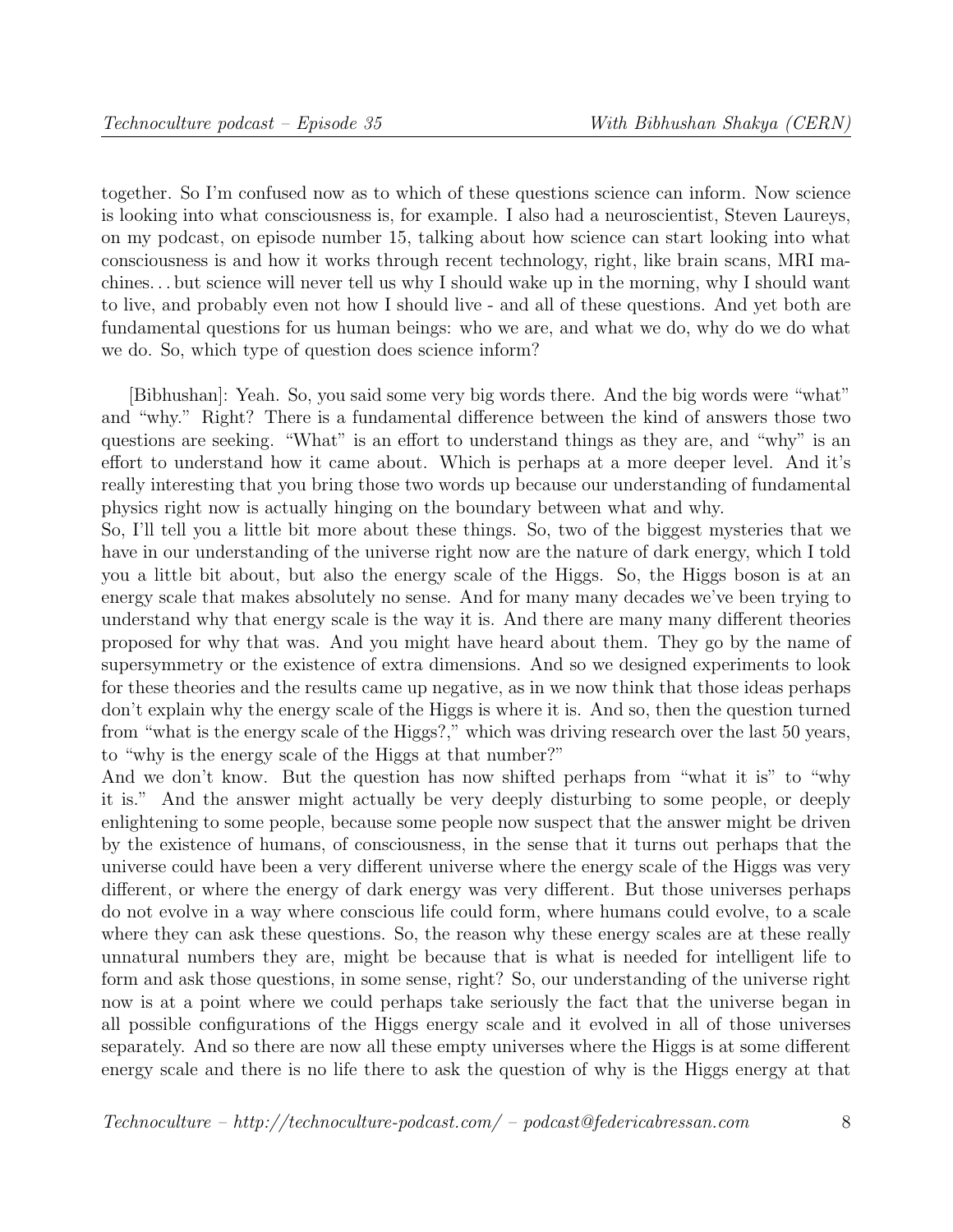together. So I'm confused now as to which of these questions science can inform. Now science is looking into what consciousness is, for example. I also had a neuroscientist, Steven Laureys, on my podcast, on episode number 15, talking about how science can start looking into what consciousness is and how it works through recent technology, right, like brain scans, MRI machines. . . but science will never tell us why I should wake up in the morning, why I should want to live, and probably even not how I should live - and all of these questions. And yet both are fundamental questions for us human beings: who we are, and what we do, why do we do what we do. So, which type of question does science inform?

[Bibhushan]: Yeah. So, you said some very big words there. And the big words were "what" and "why." Right? There is a fundamental difference between the kind of answers those two questions are seeking. "What" is an effort to understand things as they are, and "why" is an effort to understand how it came about. Which is perhaps at a more deeper level. And it's really interesting that you bring those two words up because our understanding of fundamental physics right now is actually hinging on the boundary between what and why.
So, I'll tell you a little bit more about these things. So, two of the biggest mysteries that we have in our understanding of the universe right now are the nature of dark energy, which I told you a little bit about, but also the energy scale of the Higgs. So, the Higgs boson is at an energy scale that makes absolutely no sense. And for many many decades we've been trying to understand why that energy scale is the way it is. And there are many many different theories proposed for why that was. And you might have heard about them. They go by the name of supersymmetry or the existence of extra dimensions. And so we designed experiments to look for these theories and the results came up negative, as in we now think that those ideas perhaps don't explain why the energy scale of the Higgs is where it is. And so, then the question turned from "what is the energy scale of the Higgs?," which was driving research over the last 50 years, to "why is the energy scale of the Higgs at that number?"
And we don't know. But the question has now shifted perhaps from "what it is" to "why it is." And the answer might actually be very deeply disturbing to some people, or deeply enlightening to some people, because some people now suspect that the answer might be driven by the existence of humans, of consciousness, in the sense that it turns out perhaps that the universe could have been a very different universe where the energy scale of the Higgs was very different, or where the energy of dark energy was very different. But those universes perhaps do not evolve in a way where conscious life could form, where humans could evolve, to a scale where they can ask these questions. So, the reason why these energy scales are at these really unnatural numbers they are, might be because that is what is needed for intelligent life to form and ask those questions, in some sense, right? So, our understanding of the universe right now is at a point where we could perhaps take seriously the fact that the universe began in all possible configurations of the Higgs energy scale and it evolved in all of those universes separately. And so there are now all these empty universes where the Higgs is at some different energy scale and there is no life there to ask the question of why is the Higgs energy at that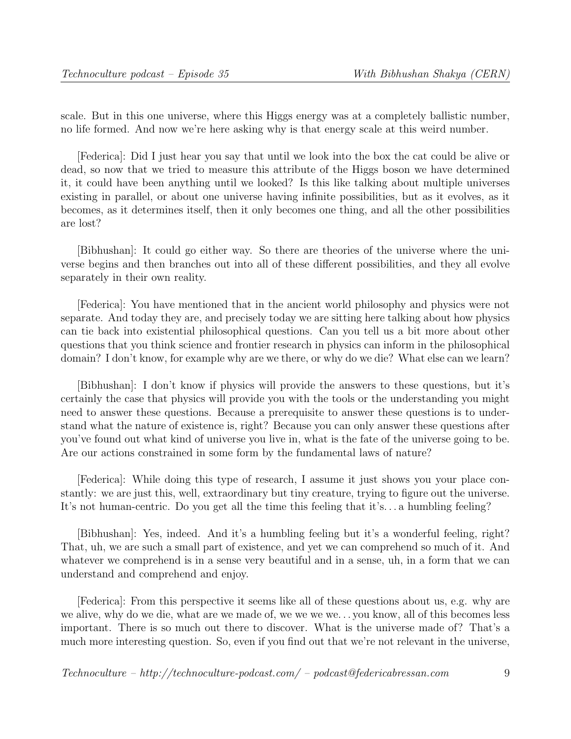scale. But in this one universe, where this Higgs energy was at a completely ballistic number, no life formed. And now we're here asking why is that energy scale at this weird number.

[Federica]: Did I just hear you say that until we look into the box the cat could be alive or dead, so now that we tried to measure this attribute of the Higgs boson we have determined it, it could have been anything until we looked? Is this like talking about multiple universes existing in parallel, or about one universe having infinite possibilities, but as it evolves, as it becomes, as it determines itself, then it only becomes one thing, and all the other possibilities are lost?

[Bibhushan]: It could go either way. So there are theories of the universe where the universe begins and then branches out into all of these different possibilities, and they all evolve separately in their own reality.

[Federica]: You have mentioned that in the ancient world philosophy and physics were not separate. And today they are, and precisely today we are sitting here talking about how physics can tie back into existential philosophical questions. Can you tell us a bit more about other questions that you think science and frontier research in physics can inform in the philosophical domain? I don't know, for example why are we there, or why do we die? What else can we learn?

[Bibhushan]: I don't know if physics will provide the answers to these questions, but it's certainly the case that physics will provide you with the tools or the understanding you might need to answer these questions. Because a prerequisite to answer these questions is to understand what the nature of existence is, right? Because you can only answer these questions after you've found out what kind of universe you live in, what is the fate of the universe going to be. Are our actions constrained in some form by the fundamental laws of nature?

[Federica]: While doing this type of research, I assume it just shows you your place constantly: we are just this, well, extraordinary but tiny creature, trying to figure out the universe. It's not human-centric. Do you get all the time this feeling that it's... a humbling feeling?

[Bibhushan]: Yes, indeed. And it's a humbling feeling but it's a wonderful feeling, right? That, uh, we are such a small part of existence, and yet we can comprehend so much of it. And whatever we comprehend is in a sense very beautiful and in a sense, uh, in a form that we can understand and comprehend and enjoy.

[Federica]: From this perspective it seems like all of these questions about us, e.g. why are we alive, why do we die, what are we made of, we we we we... you know, all of this becomes less important. There is so much out there to discover. What is the universe made of? That's a much more interesting question. So, even if you find out that we're not relevant in the universe,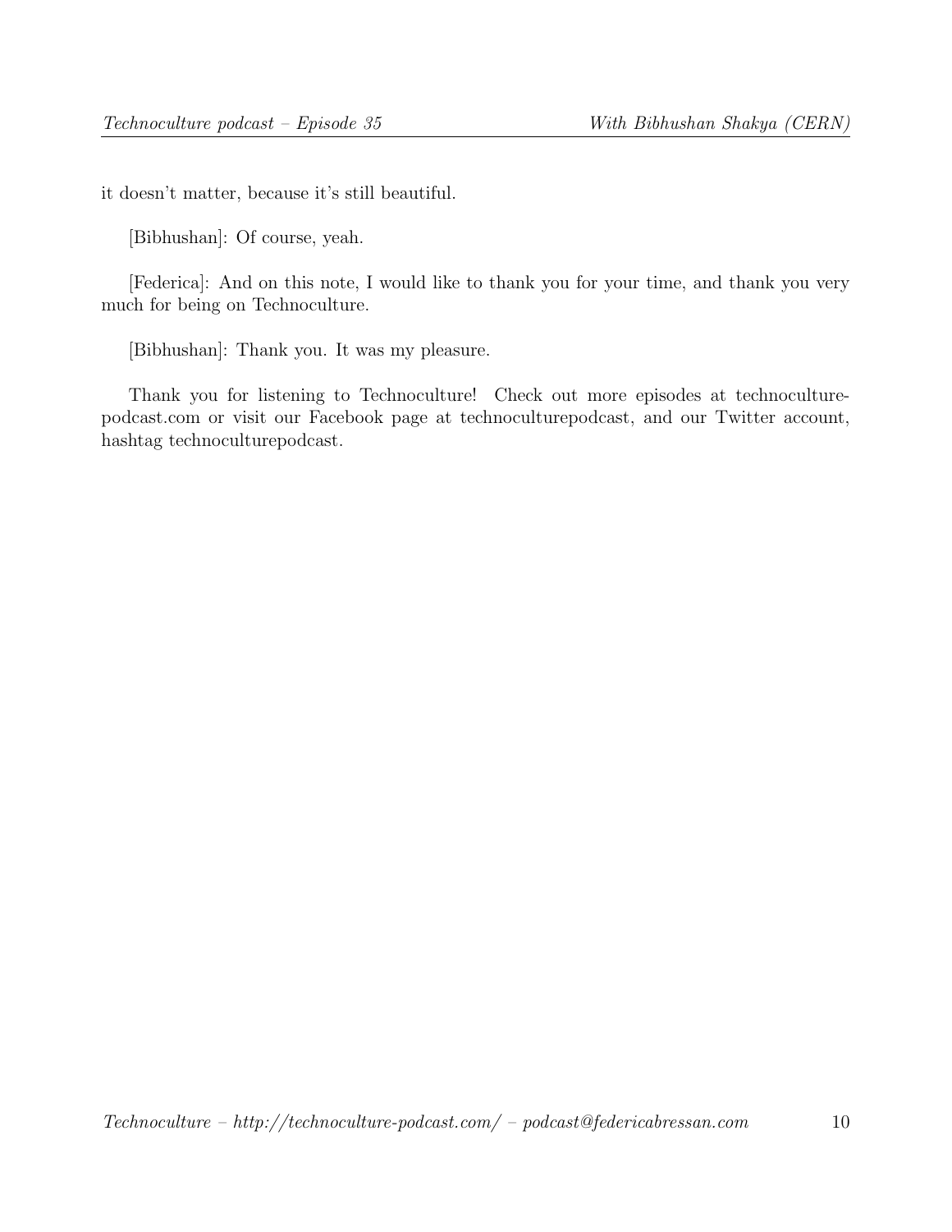it doesn't matter, because it's still beautiful.

[Bibhushan]: Of course, yeah.

[Federica]: And on this note, I would like to thank you for your time, and thank you very much for being on Technoculture.

[Bibhushan]: Thank you. It was my pleasure.

Thank you for listening to Technoculture! Check out more episodes at technoculture-podcast.com or visit our Facebook page at technoculturepodcast, and our Twitter account, hashtag technoculturepodcast.